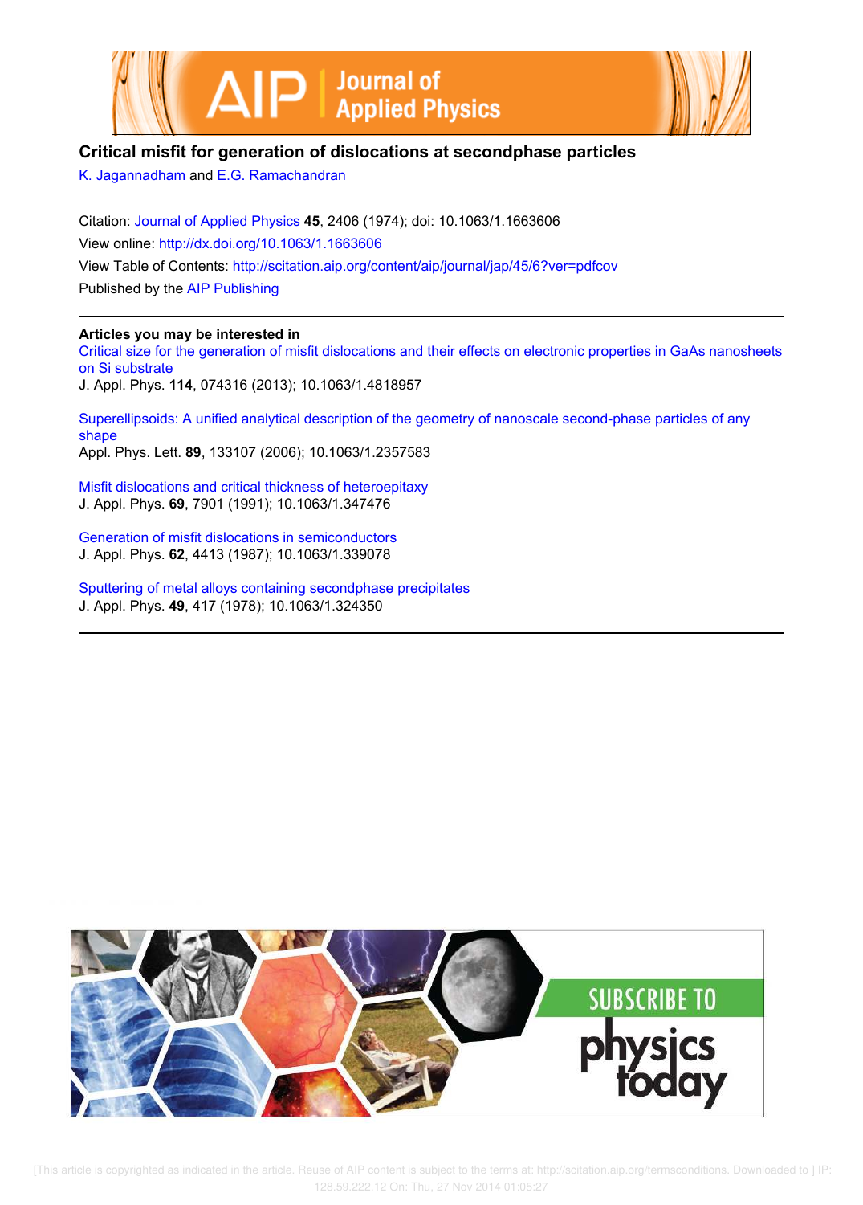# Critical misfit for generation of dislocations at secondphase particles

K. Jagannadham and E.G. Ramachandran

Citation: Journal of Applied Physics **45**, 2406 (1974); doi: 10.1063/1.1663606

View online: http://dx.doi.org/10.1063/1.1663606

View Table of Contents: http://scitation.aip.org/content/aip/journal/jap/45/6?ver=pdfcov

Published by the AIP Publishing

## Articles you may be interested in

Critical size for the generation of misfit dislocations and their effects on electronic properties in GaAs nanosheets on Si substrate
J. Appl. Phys. **114**, 074316 (2013); 10.1063/1.4818957

Superellipsoids: A unified analytical description of the geometry of nanoscale second-phase particles of any shape
Appl. Phys. Lett. **89**, 133107 (2006); 10.1063/1.2357583

Misfit dislocations and critical thickness of heteroepitaxy
J. Appl. Phys. **69**, 7901 (1991); 10.1063/1.347476

Generation of misfit dislocations in semiconductors
J. Appl. Phys. **62**, 4413 (1987); 10.1063/1.339078

Sputtering of metal alloys containing secondphase precipitates
J. Appl. Phys. **49**, 417 (1978); 10.1063/1.324350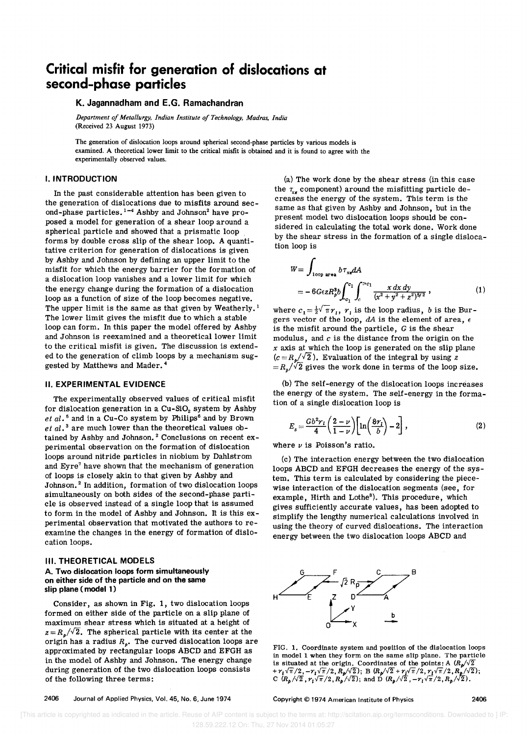# Critical misfit for generation of dislocations at second-phase particles

**K. Jagannadham and E.G. Ramachandran**

*Department of Metallurgy, Indian Institute of Technology, Madras, India*
(Received 23 August 1973)

The generation of dislocation loops around spherical second-phase particles by various models is examined. A theoretical lower limit to the critical misfit is obtained and it is found to agree with the experimentally observed values.

## I. INTRODUCTION

In the past considerable attention has been given to the generation of dislocations due to misfits around second-phase particles.[1-4] Ashby and Johnson[2] have proposed a model for generation of a shear loop around a spherical particle and showed that a prismatic loop forms by double cross slip of the shear loop. A quantitative criterion for generation of dislocations is given by Ashby and Johnson by defining an upper limit to the misfit for which the energy barrier for the formation of a dislocation loop vanishes and a lower limit for which the energy change during the formation of a dislocation loop as a function of size of the loop becomes negative. The upper limit is the same as that given by Weatherly.[1] The lower limit gives the misfit due to which a stable loop can form. In this paper the model offered by Ashby and Johnson is reexamined and a theoretical lower limit to the critical misfit is given. The discussion is extended to the generation of climb loops by a mechanism suggested by Matthews and Mader.[4]

## II. EXPERIMENTAL EVIDENCE

The experimentally observed values of critical misfit for dislocation generation in a Cu-$SiO_2$ system by Ashby *et al.*[5] and in a Cu-Co system by Philips[6] and by Brown *et al.*[3] are much lower than the theoretical values obtained by Ashby and Johnson.[2] Conclusions on recent experimental observation on the formation of dislocation loops around nitride particles in niobium by Dahlstrom and Eyre[7] have shown that the mechanism of generation of loops is closely akin to that given by Ashby and Johnson.[2] In addition, formation of two dislocation loops simultaneously on both sides of the second-phase particle is observed instead of a single loop that is assumed to form in the model of Ashby and Johnson. It is this experimental observation that motivated the authors to reexamine the changes in the energy of formation of dislocation loops.

## III. THEORETICAL MODELS

### A. Two dislocation loops form simultaneously on either side of the particle and on the same slip plane (model 1)

Consider, as shown in Fig. 1, two dislocation loops formed on either side of the particle on a slip plane of maximum shear stress which is situated at a height of $z = R_p/\sqrt{2}$. The spherical particle with its center at the origin has a radius $R_p$. The curved dislocation loops are approximated by rectangular loops ABCD and EFGH as in the model of Ashby and Johnson. The energy change during generation of the two dislocation loops consists of the following three terms:

(a) The work done by the shear stress (in this case the $\tau_{xz}$ component) around the misfitting particle decreases the energy of the system. This term is the same as that given by Ashby and Johnson, but in the present model two dislocation loops should be considered in calculating the total work done. Work done by the shear stress in the formation of a single dislocation loop is

$$W = \int_{\text{loop area}} b\tau_{xz} dA$$
$$= -6G\epsilon z R_p^3 b \int_{-c_1}^{c_1} \int_{c}^{2c_1} \frac{x\,dx\,dy}{(x^2+y^2+z^2)^{5/2}}, \tag{1}$$

where $c_1 = \frac{1}{2}\sqrt{\pi}\, r_l$, $r_l$ is the loop radius, $b$ is the Burgers vector of the loop, $dA$ is the element of area, $\epsilon$ is the misfit around the particle, $G$ is the shear modulus, and $c$ is the distance from the origin on the $x$ axis at which the loop is generated on the slip plane ($c = R_p/\sqrt{2}$). Evaluation of the integral by using $z = R_p/\sqrt{2}$ gives the work done in terms of the loop size.

(b) The self-energy of the dislocation loops increases the energy of the system. The self-energy in the formation of a single dislocation loop is

$$E_s = \frac{Gb^2 r_l}{4}\left(\frac{2-\nu}{1-\nu}\right)\left[\ln\left(\frac{8r_l}{b}\right) - 2\right], \tag{2}$$

where $\nu$ is Poisson's ratio.

(c) The interaction energy between the two dislocation loops ABCD and EFGH decreases the energy of the system. This term is calculated by considering the piecewise interaction of the dislocation segments (see, for example, Hirth and Lothe[8]). This procedure, which gives sufficiently accurate values, has been adopted to simplify the lengthy numerical calculations involved in using the theory of curved dislocations. The interaction energy between the two dislocation loops ABCD and

FIG. 1. Coordinate system and position of the dislocation loops in model 1 when they form on the same slip plane. The particle is situated at the origin. Coordinates of the points: A $(R_p/\sqrt{2} + r_l\sqrt{\pi}/2, -r_l\sqrt{\pi}/2, R_p/\sqrt{2})$; B $(R_p/\sqrt{2} + r_l\sqrt{\pi}/2, r_l\sqrt{\pi}/2, R_p/\sqrt{2})$; C $(R_p/\sqrt{2}, r_l\sqrt{\pi}/2, R_p/\sqrt{2})$; and D $(R_p/\sqrt{2}, -r_l\sqrt{\pi}/2, R_p/\sqrt{2})$.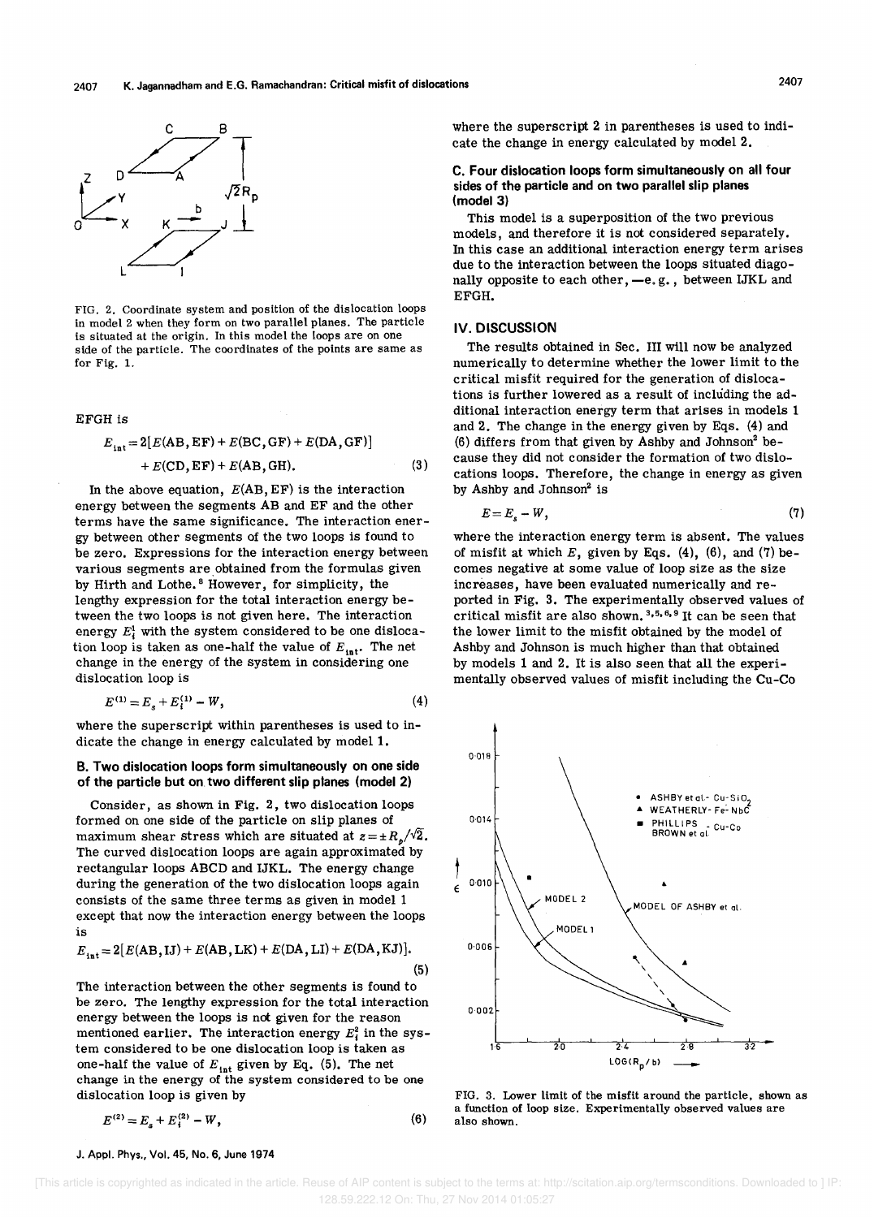FIG. 2. Coordinate system and position of the dislocation loops in model 2 when they form on two parallel planes. The particle is situated at the origin. In this model the loops are on one side of the particle. The coordinates of the points are same as for Fig. 1.

EFGH is

$$E_{\text{int}} = 2[E(\text{AB}, \text{EF}) + E(\text{BC}, \text{GF}) + E(\text{DA}, \text{GF})] + E(\text{CD}, \text{EF}) + E(\text{AB}, \text{GH}). \tag{3}$$

In the above equation, $E(\text{AB}, \text{EF})$ is the interaction energy between the segments AB and EF and the other terms have the same significance. The interaction energy between other segments of the two loops is found to be zero. Expressions for the interaction energy between various segments are obtained from the formulas given by Hirth and Lothe.[8] However, for simplicity, the lengthy expression for the total interaction energy between the two loops is not given here. The interaction energy $E_i^1$ with the system considered to be one dislocation loop is taken as one-half the value of $E_{\text{int}}$. The net change in the energy of the system in considering one dislocation loop is

$$E^{(1)} = E_s + E_i^{(1)} - W, \tag{4}$$

where the superscript within parentheses is used to indicate the change in energy calculated by model 1.

### B. Two dislocation loops form simultaneously on one side of the particle but on two different slip planes (model 2)

Consider, as shown in Fig. 2, two dislocation loops formed on one side of the particle on slip planes of maximum shear stress which are situated at $z = \pm R_p/\sqrt{2}$. The curved dislocation loops are again approximated by rectangular loops ABCD and IJKL. The energy change during the generation of the two dislocation loops again consists of the same three terms as given in model 1 except that now the interaction energy between the loops is

$$E_{\text{int}} = 2[E(\text{AB}, \text{IJ}) + E(\text{AB}, \text{LK}) + E(\text{DA}, \text{LI}) + E(\text{DA}, \text{KJ})]. \tag{5}$$

The interaction between the other segments is found to be zero. The lengthy expression for the total interaction energy between the loops is not given for the reason mentioned earlier. The interaction energy $E_i^2$ in the system considered to be one dislocation loop is taken as one-half the value of $E_{\text{int}}$ given by Eq. (5). The net change in the energy of the system considered to be one dislocation loop is given by

$$E^{(2)} = E_s + E_i^{(2)} - W, \tag{6}$$

where the superscript 2 in parentheses is used to indicate the change in energy calculated by model 2.

### C. Four dislocation loops form simultaneously on all four sides of the particle and on two parallel slip planes (model 3)

This model is a superposition of the two previous models, and therefore it is not considered separately. In this case an additional interaction energy term arises due to the interaction between the loops situated diagonally opposite to each other, —e.g., between IJKL and EFGH.

## IV. DISCUSSION

The results obtained in Sec. III will now be analyzed numerically to determine whether the lower limit to the critical misfit required for the generation of dislocations is further lowered as a result of including the additional interaction energy term that arises in models 1 and 2. The change in the energy given by Eqs. (4) and (6) differs from that given by Ashby and Johnson[2] because they did not consider the formation of two dislocations loops. Therefore, the change in energy as given by Ashby and Johnson[2] is

$$E = E_s - W, \tag{7}$$

where the interaction energy term is absent. The values of misfit at which $E$, given by Eqs. (4), (6), and (7) becomes negative at some value of loop size as the size increases, have been evaluated numerically and reported in Fig. 3. The experimentally observed values of critical misfit are also shown.[3,5,6,9] It can be seen that the lower limit to the misfit obtained by the model of Ashby and Johnson is much higher than that obtained by models 1 and 2. It is also seen that all the experimentally observed values of misfit including the Cu-Co

FIG. 3. Lower limit of the misfit around the particle, shown as a function of loop size. Experimentally observed values are also shown.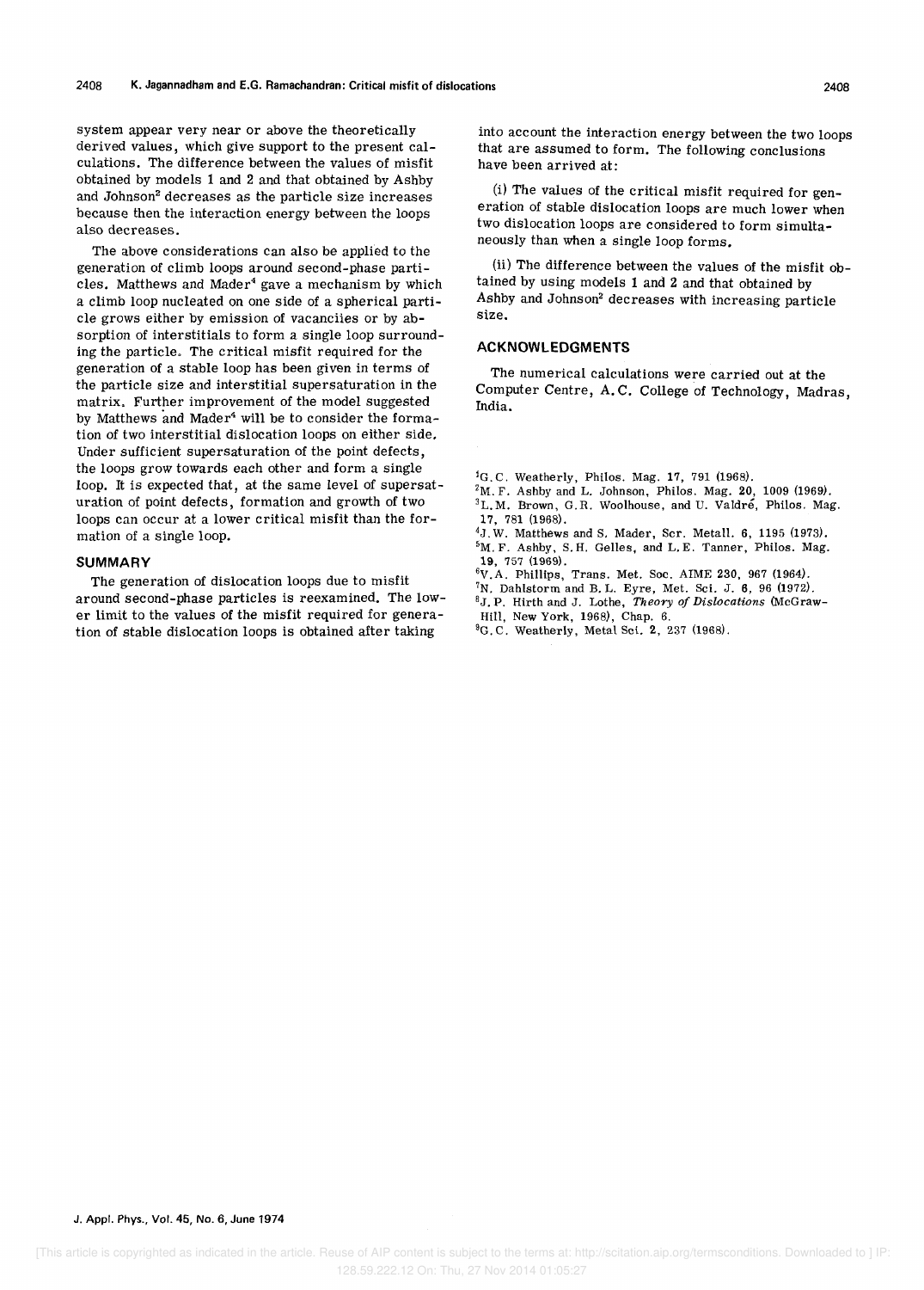system appear very near or above the theoretically derived values, which give support to the present calculations. The difference between the values of misfit obtained by models 1 and 2 and that obtained by Ashby and Johnson[2] decreases as the particle size increases because then the interaction energy between the loops also decreases.

The above considerations can also be applied to the generation of climb loops around second-phase particles. Matthews and Mader[4] gave a mechanism by which a climb loop nucleated on one side of a spherical particle grows either by emission of vacancies or by absorption of interstitials to form a single loop surrounding the particle. The critical misfit required for the generation of a stable loop has been given in terms of the particle size and interstitial supersaturation in the matrix. Further improvement of the model suggested by Matthews and Mader[4] will be to consider the formation of two interstitial dislocation loops on either side. Under sufficient supersaturation of the point defects, the loops grow towards each other and form a single loop. It is expected that, at the same level of supersaturation of point defects, formation and growth of two loops can occur at a lower critical misfit than the formation of a single loop.

## SUMMARY

The generation of dislocation loops due to misfit around second-phase particles is reexamined. The lower limit to the values of the misfit required for generation of stable dislocation loops is obtained after taking into account the interaction energy between the two loops that are assumed to form. The following conclusions have been arrived at:

(i) The values of the critical misfit required for generation of stable dislocation loops are much lower when two dislocation loops are considered to form simultaneously than when a single loop forms.

(ii) The difference between the values of the misfit obtained by using models 1 and 2 and that obtained by Ashby and Johnson[2] decreases with increasing particle size.

## ACKNOWLEDGMENTS

The numerical calculations were carried out at the Computer Centre, A.C. College of Technology, Madras, India.

[1] G.C. Weatherly, Philos. Mag. 17, 791 (1968).
[2] M.F. Ashby and L. Johnson, Philos. Mag. 20, 1009 (1969).
[3] L.M. Brown, G.R. Woolhouse, and U. Valdrè, Philos. Mag. 17, 781 (1968).
[4] J.W. Matthews and S. Mader, Scr. Metall. 6, 1195 (1973).
[5] M.F. Ashby, S.H. Gelles, and L.E. Tanner, Philos. Mag. 19, 757 (1969).
[6] V.A. Phillips, Trans. Met. Soc. AIME 230, 967 (1964).
[7] N. Dahlstorm and B.L. Eyre, Met. Sci. J. 6, 96 (1972).
[8] J.P. Hirth and J. Lothe, *Theory of Dislocations* (McGraw-Hill, New York, 1968), Chap. 6.
[9] G.C. Weatherly, Metal Sci. 2, 237 (1968).